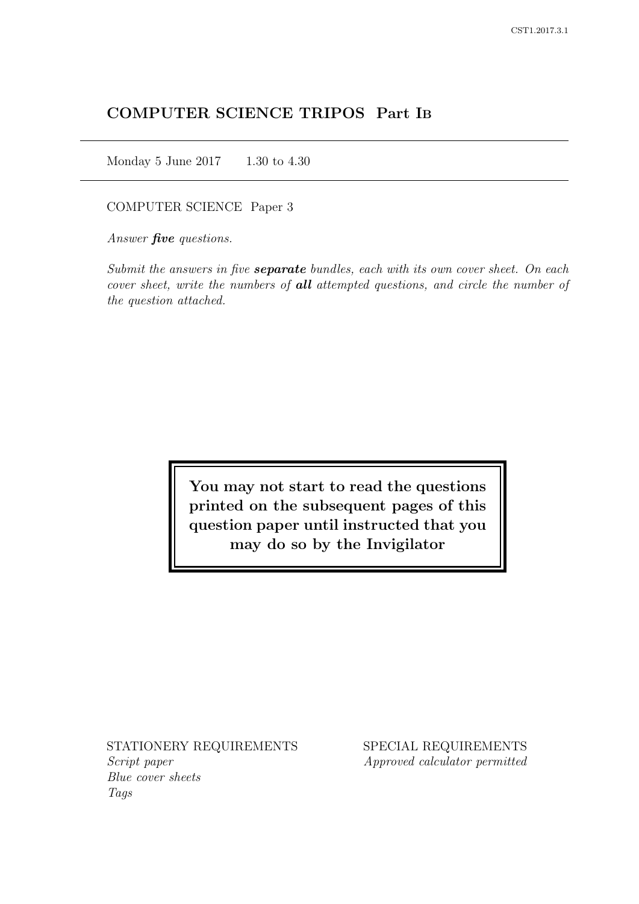# COMPUTER SCIENCE TRIPOS Part IB

Monday 5 June 2017 1.30 to 4.30

COMPUTER SCIENCE Paper 3

*Answer **five** questions.*

*Submit the answers in five **separate** bundles, each with its own cover sheet. On each cover sheet, write the numbers of **all** attempted questions, and circle the number of the question attached.*

**You may not start to read the questions printed on the subsequent pages of this question paper until instructed that you may do so by the Invigilator**

STATIONERY REQUIREMENTS

*Script paper*
*Blue cover sheets*
*Tags*

SPECIAL REQUIREMENTS

*Approved calculator permitted*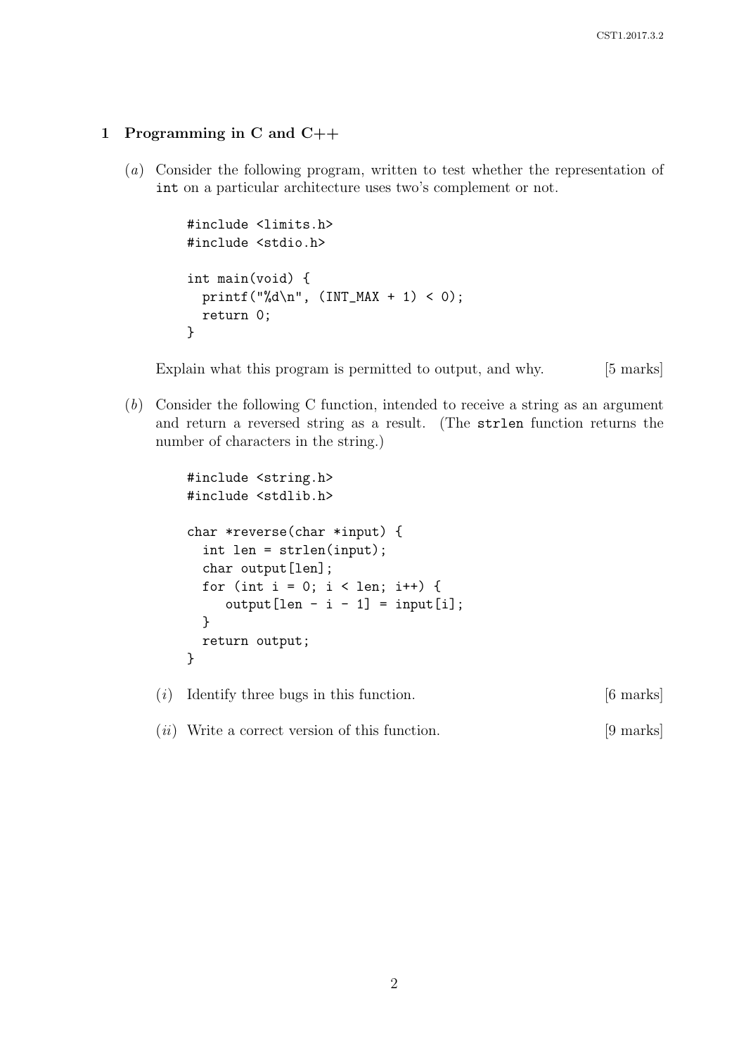## 1 Programming in C and C++

(*a*) Consider the following program, written to test whether the representation of `int` on a particular architecture uses two's complement or not.

```
#include <limits.h>
#include <stdio.h>

int main(void) {
  printf("%d\n", (INT_MAX + 1) < 0);
  return 0;
}
```

Explain what this program is permitted to output, and why. [5 marks]

(*b*) Consider the following C function, intended to receive a string as an argument and return a reversed string as a result. (The `strlen` function returns the number of characters in the string.)

```
#include <string.h>
#include <stdlib.h>

char *reverse(char *input) {
  int len = strlen(input);
  char output[len];
  for (int i = 0; i < len; i++) {
     output[len - i - 1] = input[i];
  }
  return output;
}
```

(*i*) Identify three bugs in this function. [6 marks]

(*ii*) Write a correct version of this function. [9 marks]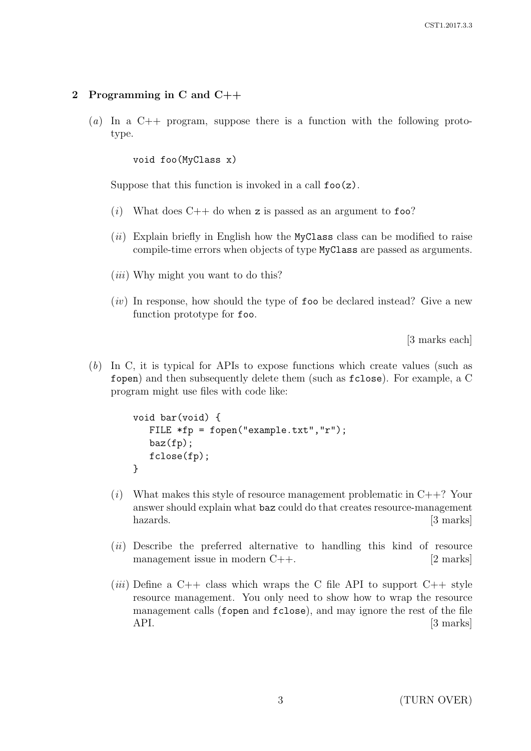## 2 Programming in C and C++

(*a*) In a C++ program, suppose there is a function with the following prototype.

```
void foo(MyClass x)
```

Suppose that this function is invoked in a call `foo(z)`.

(*i*) What does C++ do when `z` is passed as an argument to `foo`?

(*ii*) Explain briefly in English how the `MyClass` class can be modified to raise compile-time errors when objects of type `MyClass` are passed as arguments.

(*iii*) Why might you want to do this?

(*iv*) In response, how should the type of `foo` be declared instead? Give a new function prototype for `foo`.

[3 marks each]

(*b*) In C, it is typical for APIs to expose functions which create values (such as `fopen`) and then subsequently delete them (such as `fclose`). For example, a C program might use files with code like:

```
void bar(void) {
   FILE *fp = fopen("example.txt","r");
   baz(fp);
   fclose(fp);
}
```

(*i*) What makes this style of resource management problematic in C++? Your answer should explain what `baz` could do that creates resource-management hazards. [3 marks]

(*ii*) Describe the preferred alternative to handling this kind of resource management issue in modern C++. [2 marks]

(*iii*) Define a C++ class which wraps the C file API to support C++ style resource management. You only need to show how to wrap the resource management calls (`fopen` and `fclose`), and may ignore the rest of the file API. [3 marks]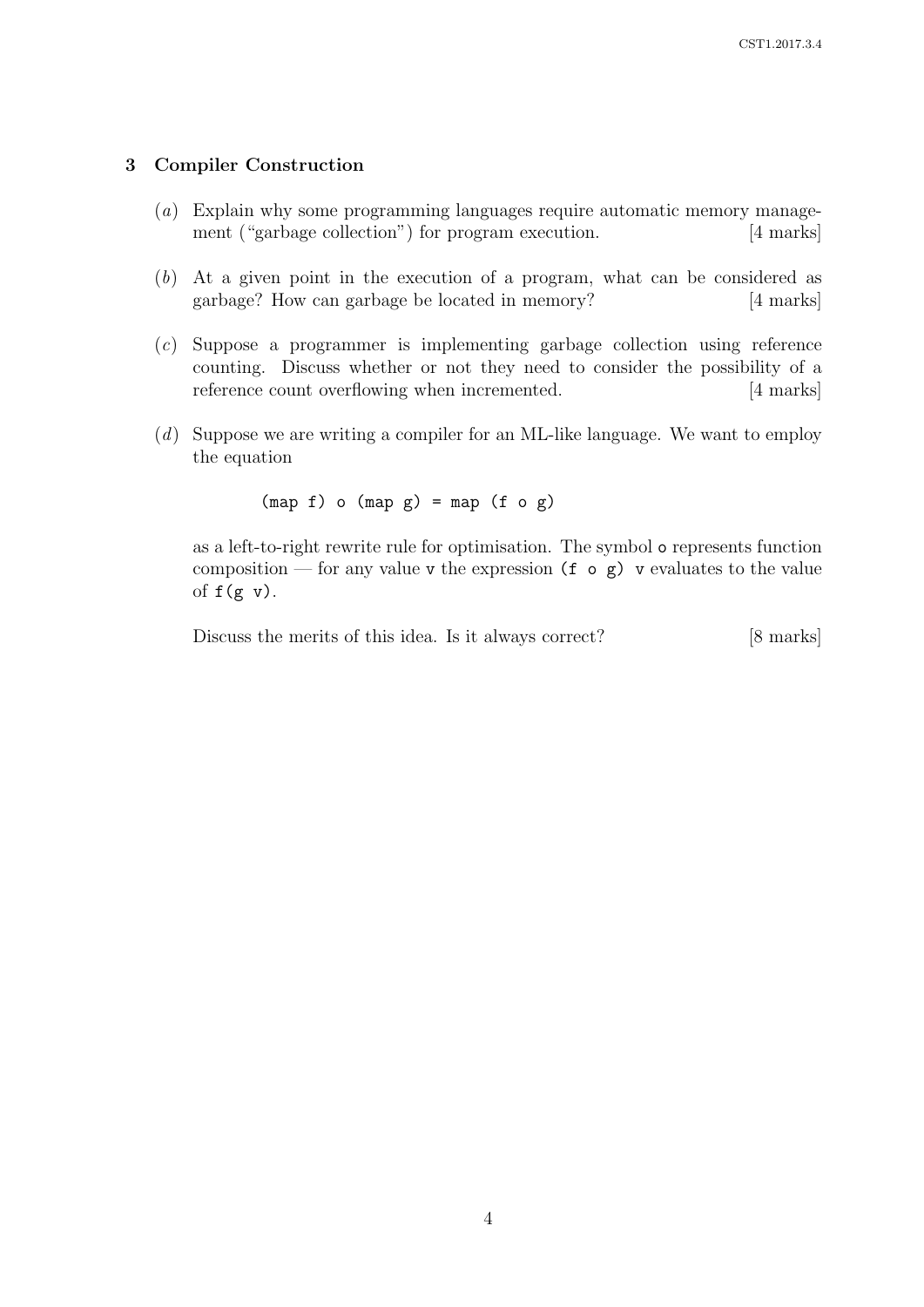## 3 Compiler Construction

(*a*) Explain why some programming languages require automatic memory management ("garbage collection") for program execution. [4 marks]

(*b*) At a given point in the execution of a program, what can be considered as garbage? How can garbage be located in memory? [4 marks]

(*c*) Suppose a programmer is implementing garbage collection using reference counting. Discuss whether or not they need to consider the possibility of a reference count overflowing when incremented. [4 marks]

(*d*) Suppose we are writing a compiler for an ML-like language. We want to employ the equation

```
(map f) o (map g) = map (f o g)
```

as a left-to-right rewrite rule for optimisation. The symbol `o` represents function composition — for any value `v` the expression `(f o g) v` evaluates to the value of `f(g v)`.

Discuss the merits of this idea. Is it always correct? [8 marks]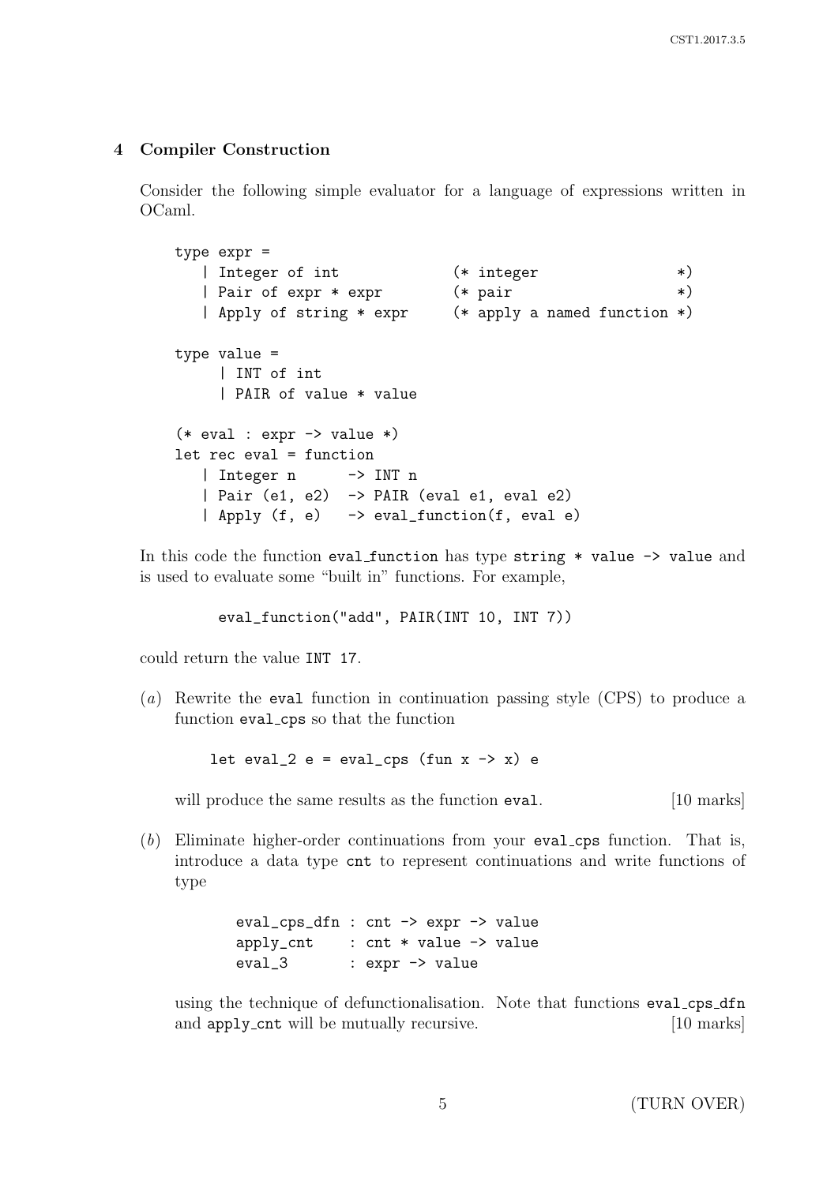## 4 Compiler Construction

Consider the following simple evaluator for a language of expressions written in OCaml.

```
type expr =
   | Integer of int            (* integer                *)
   | Pair of expr * expr       (* pair                   *)
   | Apply of string * expr    (* apply a named function *)

type value =
     | INT of int
     | PAIR of value * value

(* eval : expr -> value *)
let rec eval = function
   | Integer n      -> INT n
   | Pair (e1, e2)  -> PAIR (eval e1, eval e2)
   | Apply (f, e)   -> eval_function(f, eval e)
```

In this code the function `eval_function` has type `string * value -> value` and is used to evaluate some "built in" functions. For example,

```
eval_function("add", PAIR(INT 10, INT 7))
```

could return the value `INT 17`.

(*a*) Rewrite the `eval` function in continuation passing style (CPS) to produce a function `eval_cps` so that the function

```
let eval_2 e = eval_cps (fun x -> x) e
```

will produce the same results as the function `eval`. [10 marks]

(*b*) Eliminate higher-order continuations from your `eval_cps` function. That is, introduce a data type `cnt` to represent continuations and write functions of type

```
eval_cps_dfn : cnt -> expr -> value
apply_cnt    : cnt * value -> value
eval_3       : expr -> value
```

using the technique of defunctionalisation. Note that functions `eval_cps_dfn` and `apply_cnt` will be mutually recursive. [10 marks]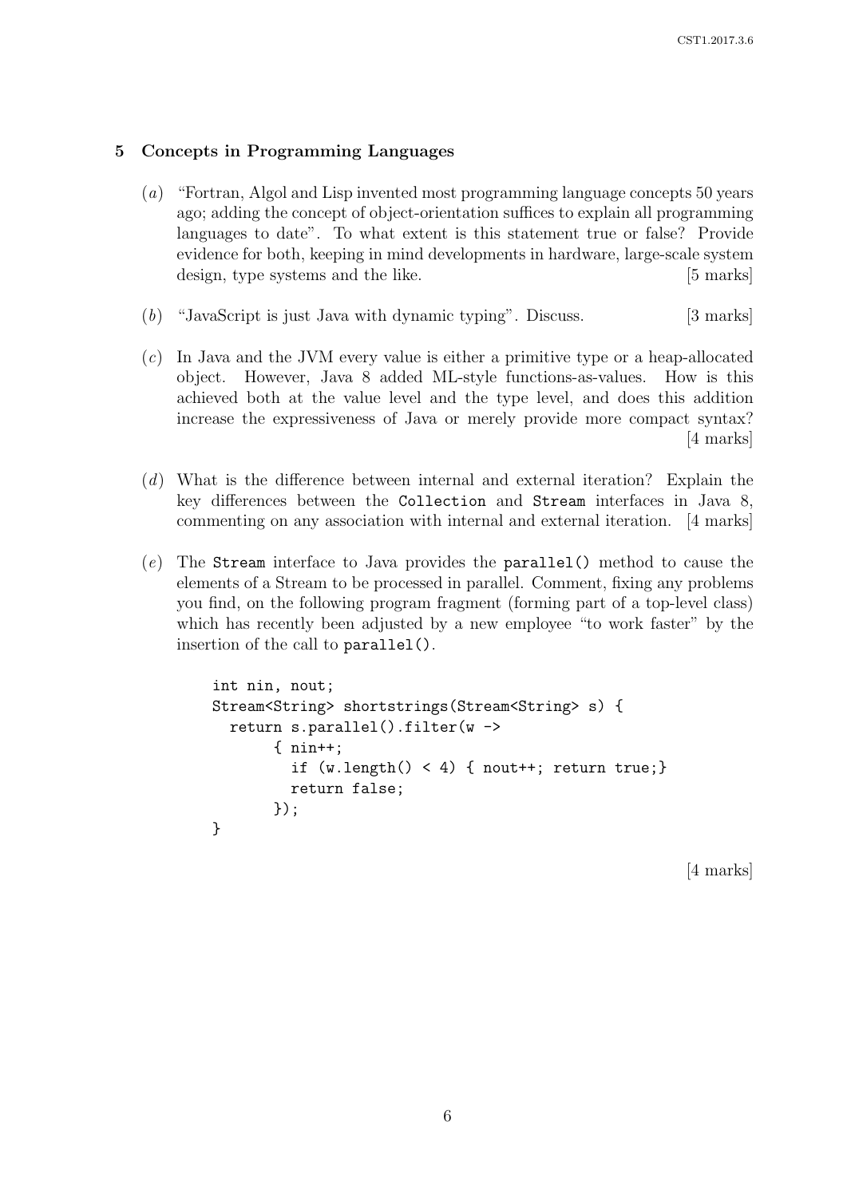## 5 Concepts in Programming Languages

(*a*) "Fortran, Algol and Lisp invented most programming language concepts 50 years ago; adding the concept of object-orientation suffices to explain all programming languages to date". To what extent is this statement true or false? Provide evidence for both, keeping in mind developments in hardware, large-scale system design, type systems and the like. [5 marks]

(*b*) "JavaScript is just Java with dynamic typing". Discuss. [3 marks]

(*c*) In Java and the JVM every value is either a primitive type or a heap-allocated object. However, Java 8 added ML-style functions-as-values. How is this achieved both at the value level and the type level, and does this addition increase the expressiveness of Java or merely provide more compact syntax? [4 marks]

(*d*) What is the difference between internal and external iteration? Explain the key differences between the `Collection` and `Stream` interfaces in Java 8, commenting on any association with internal and external iteration. [4 marks]

(*e*) The `Stream` interface to Java provides the `parallel()` method to cause the elements of a Stream to be processed in parallel. Comment, fixing any problems you find, on the following program fragment (forming part of a top-level class) which has recently been adjusted by a new employee "to work faster" by the insertion of the call to `parallel()`.

```
int nin, nout;
Stream<String> shortstrings(Stream<String> s) {
  return s.parallel().filter(w ->
       { nin++;
         if (w.length() < 4) { nout++; return true;}
         return false;
       });
}
```

[4 marks]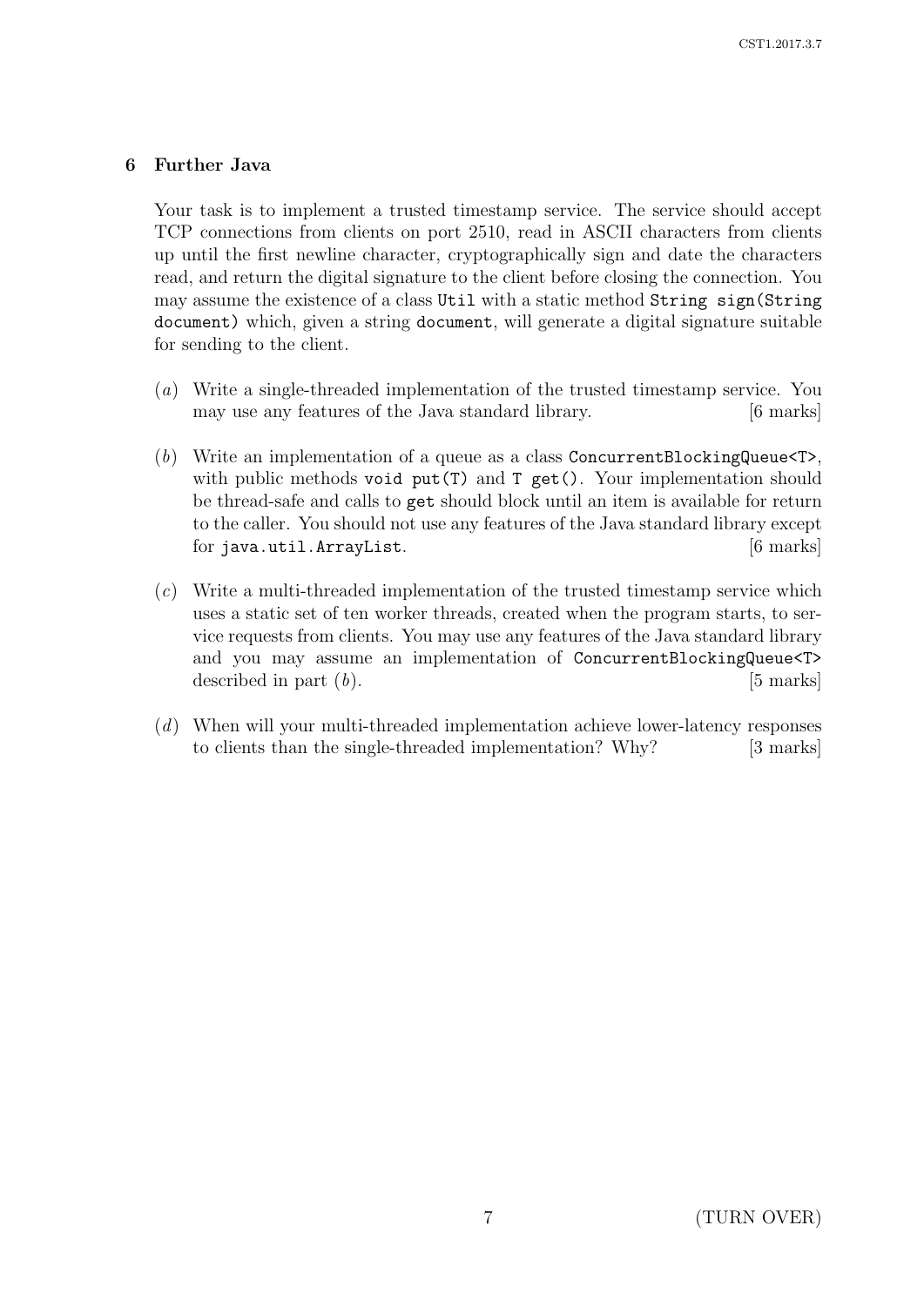## 6 Further Java

Your task is to implement a trusted timestamp service. The service should accept TCP connections from clients on port 2510, read in ASCII characters from clients up until the first newline character, cryptographically sign and date the characters read, and return the digital signature to the client before closing the connection. You may assume the existence of a class `Util` with a static method `String sign(String document)` which, given a string `document`, will generate a digital signature suitable for sending to the client.

(*a*) Write a single-threaded implementation of the trusted timestamp service. You may use any features of the Java standard library. [6 marks]

(*b*) Write an implementation of a queue as a class `ConcurrentBlockingQueue<T>`, with public methods `void put(T)` and `T get()`. Your implementation should be thread-safe and calls to `get` should block until an item is available for return to the caller. You should not use any features of the Java standard library except for `java.util.ArrayList`. [6 marks]

(*c*) Write a multi-threaded implementation of the trusted timestamp service which uses a static set of ten worker threads, created when the program starts, to service requests from clients. You may use any features of the Java standard library and you may assume an implementation of `ConcurrentBlockingQueue<T>` described in part (*b*). [5 marks]

(*d*) When will your multi-threaded implementation achieve lower-latency responses to clients than the single-threaded implementation? Why? [3 marks]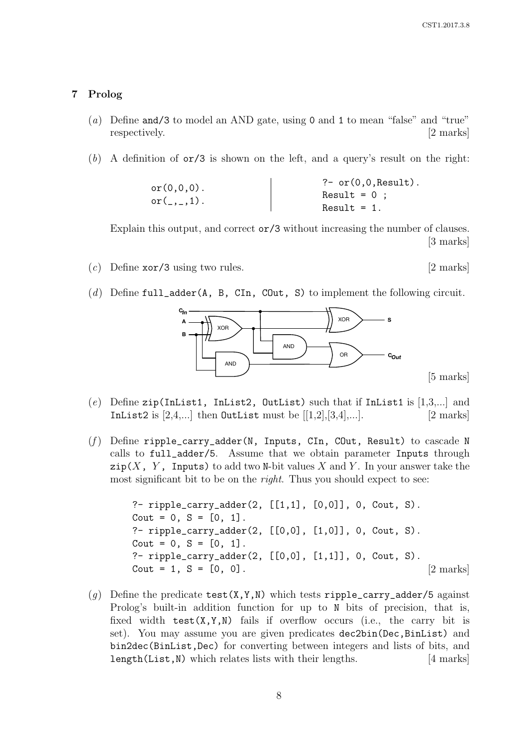## 7 Prolog

(*a*) Define `and/3` to model an AND gate, using `0` and `1` to mean "false" and "true" respectively. [2 marks]

(*b*) A definition of `or/3` is shown on the left, and a query's result on the right:

```
or(0,0,0).
or(_,_,1).
```

```
?- or(0,0,Result).
Result = 0 ;
Result = 1.
```

Explain this output, and correct `or/3` without increasing the number of clauses. [3 marks]

(*c*) Define `xor/3` using two rules. [2 marks]

(*d*) Define `full_adder(A, B, CIn, COut, S)` to implement the following circuit.

[5 marks]

(*e*) Define `zip(InList1, InList2, OutList)` such that if `InList1` is [1,3,...] and `InList2` is [2,4,...] then `OutList` must be [[1,2],[3,4],...]. [2 marks]

(*f*) Define `ripple_carry_adder(N, Inputs, CIn, COut, Result)` to cascade `N` calls to `full_adder/5`. Assume that we obtain parameter `Inputs` through `zip(`$X$`, `$Y$`, Inputs)` to add two `N`-bit values $X$ and $Y$. In your answer take the most significant bit to be on the *right*. Thus you should expect to see:

```
?- ripple_carry_adder(2, [[1,1], [0,0]], 0, Cout, S).
Cout = 0, S = [0, 1].
?- ripple_carry_adder(2, [[0,0], [1,0]], 0, Cout, S).
Cout = 0, S = [0, 1].
?- ripple_carry_adder(2, [[0,0], [1,1]], 0, Cout, S).
Cout = 1, S = [0, 0].
```

[2 marks]

(*g*) Define the predicate `test(X,Y,N)` which tests `ripple_carry_adder/5` against Prolog's built-in addition function for up to `N` bits of precision, that is, fixed width `test(X,Y,N)` fails if overflow occurs (i.e., the carry bit is set). You may assume you are given predicates `dec2bin(Dec,BinList)` and `bin2dec(BinList,Dec)` for converting between integers and lists of bits, and `length(List,N)` which relates lists with their lengths. [4 marks]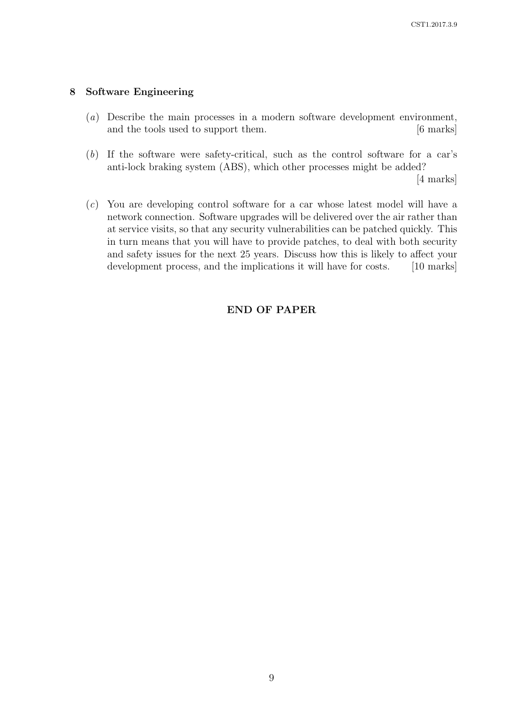## 8 Software Engineering

(*a*) Describe the main processes in a modern software development environment, and the tools used to support them. [6 marks]

(*b*) If the software were safety-critical, such as the control software for a car's anti-lock braking system (ABS), which other processes might be added? [4 marks]

(*c*) You are developing control software for a car whose latest model will have a network connection. Software upgrades will be delivered over the air rather than at service visits, so that any security vulnerabilities can be patched quickly. This in turn means that you will have to provide patches, to deal with both security and safety issues for the next 25 years. Discuss how this is likely to affect your development process, and the implications it will have for costs. [10 marks]

**END OF PAPER**